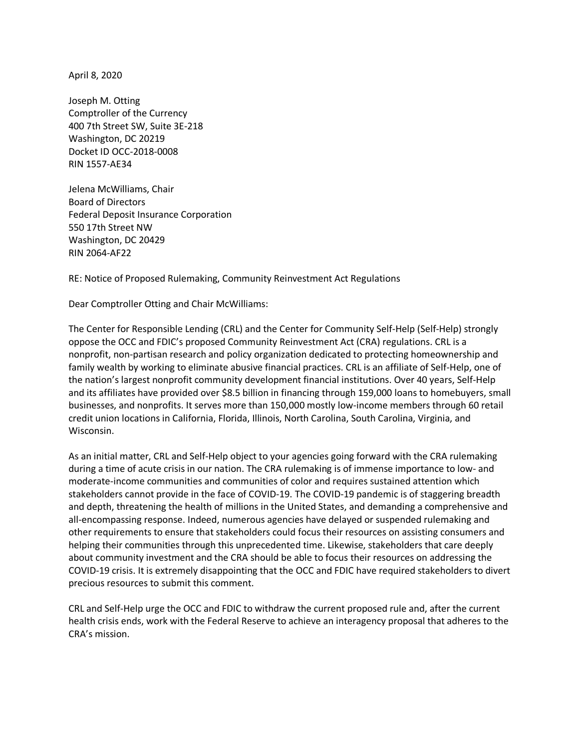April 8, 2020

Joseph M. Otting
Comptroller of the Currency
400 7th Street SW, Suite 3E-218
Washington, DC 20219
Docket ID OCC-2018-0008
RIN 1557-AE34

Jelena McWilliams, Chair
Board of Directors
Federal Deposit Insurance Corporation
550 17th Street NW
Washington, DC 20429
RIN 2064-AF22

RE: Notice of Proposed Rulemaking, Community Reinvestment Act Regulations

Dear Comptroller Otting and Chair McWilliams:

The Center for Responsible Lending (CRL) and the Center for Community Self-Help (Self-Help) strongly oppose the OCC and FDIC's proposed Community Reinvestment Act (CRA) regulations. CRL is a nonprofit, non-partisan research and policy organization dedicated to protecting homeownership and family wealth by working to eliminate abusive financial practices. CRL is an affiliate of Self-Help, one of the nation's largest nonprofit community development financial institutions. Over 40 years, Self-Help and its affiliates have provided over $8.5 billion in financing through 159,000 loans to homebuyers, small businesses, and nonprofits. It serves more than 150,000 mostly low-income members through 60 retail credit union locations in California, Florida, Illinois, North Carolina, South Carolina, Virginia, and Wisconsin.

As an initial matter, CRL and Self-Help object to your agencies going forward with the CRA rulemaking during a time of acute crisis in our nation. The CRA rulemaking is of immense importance to low- and moderate-income communities and communities of color and requires sustained attention which stakeholders cannot provide in the face of COVID-19. The COVID-19 pandemic is of staggering breadth and depth, threatening the health of millions in the United States, and demanding a comprehensive and all-encompassing response. Indeed, numerous agencies have delayed or suspended rulemaking and other requirements to ensure that stakeholders could focus their resources on assisting consumers and helping their communities through this unprecedented time. Likewise, stakeholders that care deeply about community investment and the CRA should be able to focus their resources on addressing the COVID-19 crisis. It is extremely disappointing that the OCC and FDIC have required stakeholders to divert precious resources to submit this comment.

CRL and Self-Help urge the OCC and FDIC to withdraw the current proposed rule and, after the current health crisis ends, work with the Federal Reserve to achieve an interagency proposal that adheres to the CRA's mission.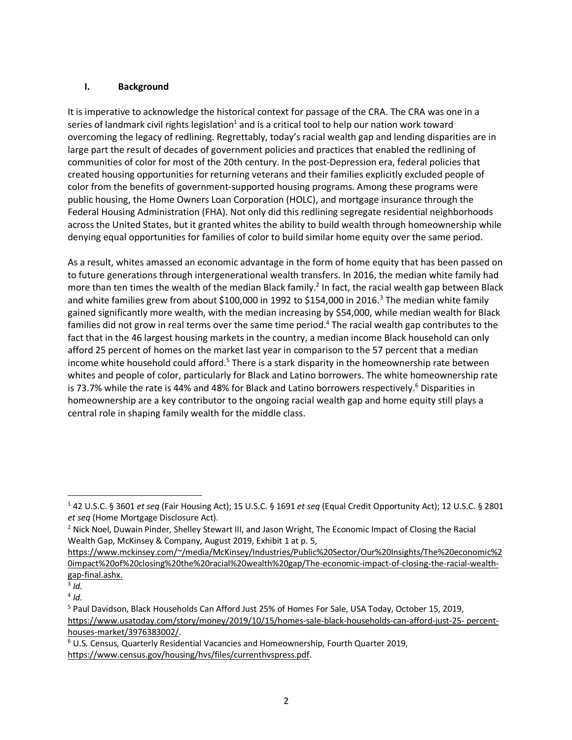## I. Background

It is imperative to acknowledge the historical context for passage of the CRA. The CRA was one in a series of landmark civil rights legislation[1] and is a critical tool to help our nation work toward overcoming the legacy of redlining. Regrettably, today's racial wealth gap and lending disparities are in large part the result of decades of government policies and practices that enabled the redlining of communities of color for most of the 20th century. In the post-Depression era, federal policies that created housing opportunities for returning veterans and their families explicitly excluded people of color from the benefits of government-supported housing programs. Among these programs were public housing, the Home Owners Loan Corporation (HOLC), and mortgage insurance through the Federal Housing Administration (FHA). Not only did this redlining segregate residential neighborhoods across the United States, but it granted whites the ability to build wealth through homeownership while denying equal opportunities for families of color to build similar home equity over the same period.

As a result, whites amassed an economic advantage in the form of home equity that has been passed on to future generations through intergenerational wealth transfers. In 2016, the median white family had more than ten times the wealth of the median Black family.[2] In fact, the racial wealth gap between Black and white families grew from about $100,000 in 1992 to $154,000 in 2016.[3] The median white family gained significantly more wealth, with the median increasing by $54,000, while median wealth for Black families did not grow in real terms over the same time period.[4] The racial wealth gap contributes to the fact that in the 46 largest housing markets in the country, a median income Black household can only afford 25 percent of homes on the market last year in comparison to the 57 percent that a median income white household could afford.[5] There is a stark disparity in the homeownership rate between whites and people of color, particularly for Black and Latino borrowers. The white homeownership rate is 73.7% while the rate is 44% and 48% for Black and Latino borrowers respectively.[6] Disparities in homeownership are a key contributor to the ongoing racial wealth gap and home equity still plays a central role in shaping family wealth for the middle class.

---

[1] 42 U.S.C. § 3601 *et seq* (Fair Housing Act); 15 U.S.C. § 1691 *et seq* (Equal Credit Opportunity Act); 12 U.S.C. § 2801 *et seq* (Home Mortgage Disclosure Act).

[2] Nick Noel, Duwain Pinder, Shelley Stewart III, and Jason Wright, The Economic Impact of Closing the Racial Wealth Gap, McKinsey & Company, August 2019, Exhibit 1 at p. 5, https://www.mckinsey.com/~/media/McKinsey/Industries/Public%20Sector/Our%20Insights/The%20economic%20impact%20of%20closing%20the%20racial%20wealth%20gap/The-economic-impact-of-closing-the-racial-wealth-gap-final.ashx.

[3] *Id.*

[4] *Id.*

[5] Paul Davidson, Black Households Can Afford Just 25% of Homes For Sale, USA Today, October 15, 2019, https://www.usatoday.com/story/money/2019/10/15/homes-sale-black-households-can-afford-just-25- percent-houses-market/3976383002/.

[6] U.S. Census, Quarterly Residential Vacancies and Homeownership, Fourth Quarter 2019, https://www.census.gov/housing/hvs/files/currenthvspress.pdf.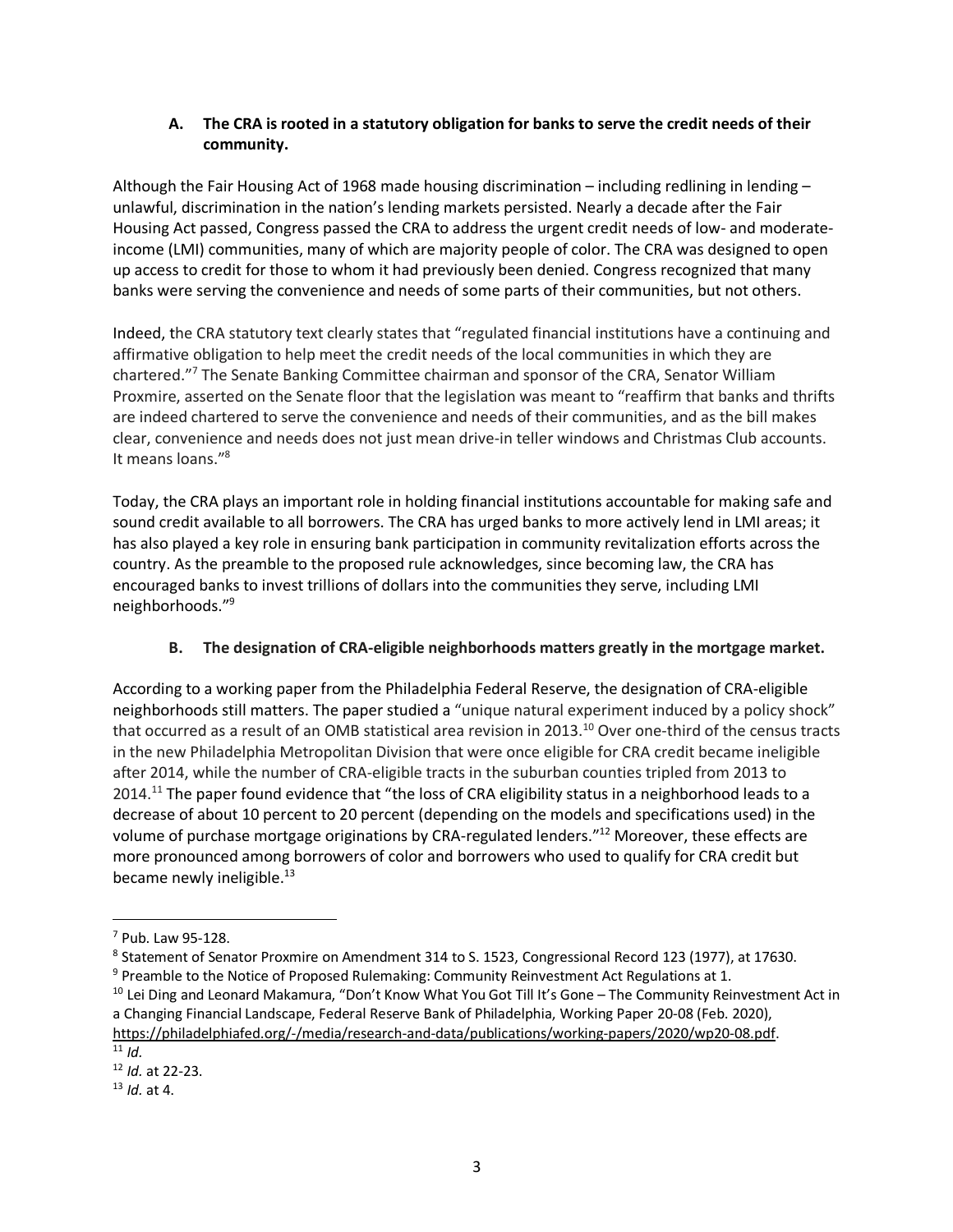### A. The CRA is rooted in a statutory obligation for banks to serve the credit needs of their community.

Although the Fair Housing Act of 1968 made housing discrimination – including redlining in lending – unlawful, discrimination in the nation's lending markets persisted. Nearly a decade after the Fair Housing Act passed, Congress passed the CRA to address the urgent credit needs of low- and moderate-income (LMI) communities, many of which are majority people of color. The CRA was designed to open up access to credit for those to whom it had previously been denied. Congress recognized that many banks were serving the convenience and needs of some parts of their communities, but not others.

Indeed, the CRA statutory text clearly states that "regulated financial institutions have a continuing and affirmative obligation to help meet the credit needs of the local communities in which they are chartered."[7] The Senate Banking Committee chairman and sponsor of the CRA, Senator William Proxmire, asserted on the Senate floor that the legislation was meant to "reaffirm that banks and thrifts are indeed chartered to serve the convenience and needs of their communities, and as the bill makes clear, convenience and needs does not just mean drive-in teller windows and Christmas Club accounts. It means loans."[8]

Today, the CRA plays an important role in holding financial institutions accountable for making safe and sound credit available to all borrowers. The CRA has urged banks to more actively lend in LMI areas; it has also played a key role in ensuring bank participation in community revitalization efforts across the country. As the preamble to the proposed rule acknowledges, since becoming law, the CRA has encouraged banks to invest trillions of dollars into the communities they serve, including LMI neighborhoods."[9]

### B. The designation of CRA-eligible neighborhoods matters greatly in the mortgage market.

According to a working paper from the Philadelphia Federal Reserve, the designation of CRA-eligible neighborhoods still matters. The paper studied a "unique natural experiment induced by a policy shock" that occurred as a result of an OMB statistical area revision in 2013.[10] Over one-third of the census tracts in the new Philadelphia Metropolitan Division that were once eligible for CRA credit became ineligible after 2014, while the number of CRA-eligible tracts in the suburban counties tripled from 2013 to 2014.[11] The paper found evidence that "the loss of CRA eligibility status in a neighborhood leads to a decrease of about 10 percent to 20 percent (depending on the models and specifications used) in the volume of purchase mortgage originations by CRA-regulated lenders."[12] Moreover, these effects are more pronounced among borrowers of color and borrowers who used to qualify for CRA credit but became newly ineligible.[13]

---

[7] Pub. Law 95-128.

[8] Statement of Senator Proxmire on Amendment 314 to S. 1523, Congressional Record 123 (1977), at 17630.

[9] Preamble to the Notice of Proposed Rulemaking: Community Reinvestment Act Regulations at 1.

[10] Lei Ding and Leonard Makamura, "Don't Know What You Got Till It's Gone – The Community Reinvestment Act in a Changing Financial Landscape, Federal Reserve Bank of Philadelphia, Working Paper 20-08 (Feb. 2020), https://philadelphiafed.org/-/media/research-and-data/publications/working-papers/2020/wp20-08.pdf.

[11] *Id.*

[12] *Id.* at 22-23.

[13] *Id.* at 4.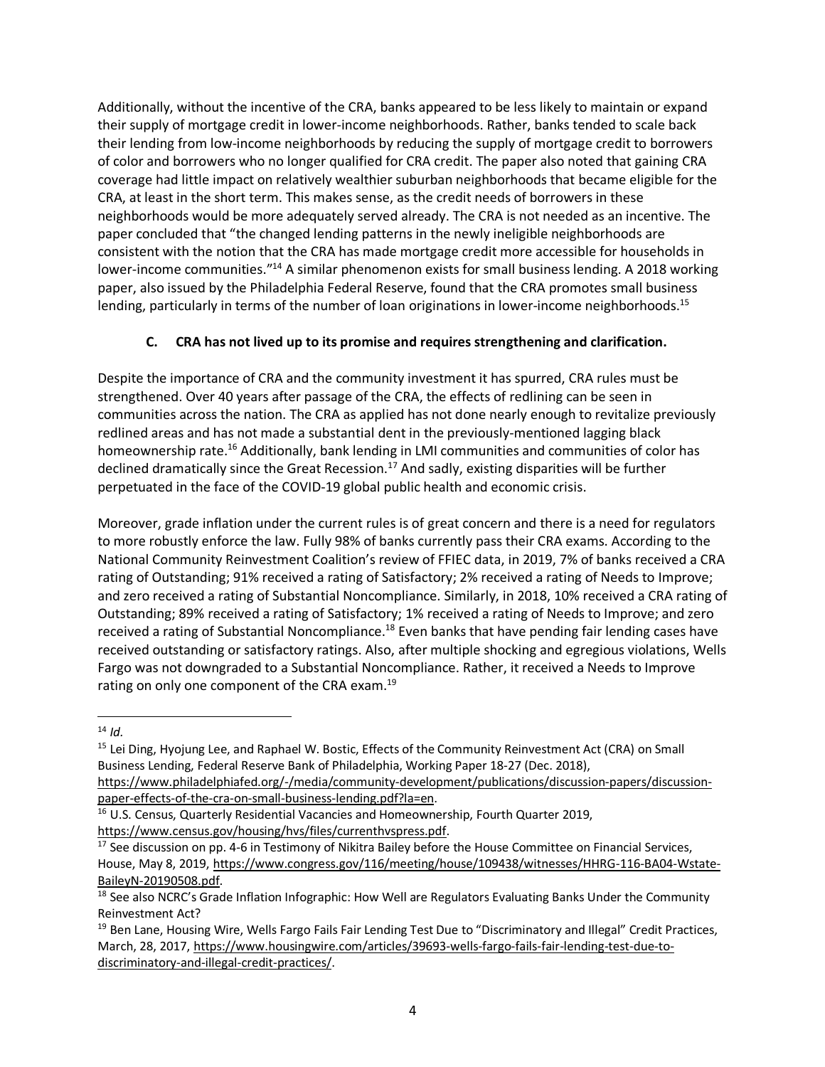Additionally, without the incentive of the CRA, banks appeared to be less likely to maintain or expand their supply of mortgage credit in lower-income neighborhoods. Rather, banks tended to scale back their lending from low-income neighborhoods by reducing the supply of mortgage credit to borrowers of color and borrowers who no longer qualified for CRA credit. The paper also noted that gaining CRA coverage had little impact on relatively wealthier suburban neighborhoods that became eligible for the CRA, at least in the short term. This makes sense, as the credit needs of borrowers in these neighborhoods would be more adequately served already. The CRA is not needed as an incentive. The paper concluded that "the changed lending patterns in the newly ineligible neighborhoods are consistent with the notion that the CRA has made mortgage credit more accessible for households in lower-income communities."[14] A similar phenomenon exists for small business lending. A 2018 working paper, also issued by the Philadelphia Federal Reserve, found that the CRA promotes small business lending, particularly in terms of the number of loan originations in lower-income neighborhoods.[15]

### C. CRA has not lived up to its promise and requires strengthening and clarification.

Despite the importance of CRA and the community investment it has spurred, CRA rules must be strengthened. Over 40 years after passage of the CRA, the effects of redlining can be seen in communities across the nation. The CRA as applied has not done nearly enough to revitalize previously redlined areas and has not made a substantial dent in the previously-mentioned lagging black homeownership rate.[16] Additionally, bank lending in LMI communities and communities of color has declined dramatically since the Great Recession.[17] And sadly, existing disparities will be further perpetuated in the face of the COVID-19 global public health and economic crisis.

Moreover, grade inflation under the current rules is of great concern and there is a need for regulators to more robustly enforce the law. Fully 98% of banks currently pass their CRA exams. According to the National Community Reinvestment Coalition's review of FFIEC data, in 2019, 7% of banks received a CRA rating of Outstanding; 91% received a rating of Satisfactory; 2% received a rating of Needs to Improve; and zero received a rating of Substantial Noncompliance. Similarly, in 2018, 10% received a CRA rating of Outstanding; 89% received a rating of Satisfactory; 1% received a rating of Needs to Improve; and zero received a rating of Substantial Noncompliance.[18] Even banks that have pending fair lending cases have received outstanding or satisfactory ratings. Also, after multiple shocking and egregious violations, Wells Fargo was not downgraded to a Substantial Noncompliance. Rather, it received a Needs to Improve rating on only one component of the CRA exam.[19]

---

[14] *Id.*

[15] Lei Ding, Hyojung Lee, and Raphael W. Bostic, Effects of the Community Reinvestment Act (CRA) on Small Business Lending, Federal Reserve Bank of Philadelphia, Working Paper 18-27 (Dec. 2018), https://www.philadelphiafed.org/-/media/community-development/publications/discussion-papers/discussion-paper-effects-of-the-cra-on-small-business-lending.pdf?la=en.

[16] U.S. Census, Quarterly Residential Vacancies and Homeownership, Fourth Quarter 2019, https://www.census.gov/housing/hvs/files/currenthvspress.pdf.

[17] See discussion on pp. 4-6 in Testimony of Nikitra Bailey before the House Committee on Financial Services, House, May 8, 2019, https://www.congress.gov/116/meeting/house/109438/witnesses/HHRG-116-BA04-Wstate-BaileyN-20190508.pdf.

[18] See also NCRC's Grade Inflation Infographic: How Well are Regulators Evaluating Banks Under the Community Reinvestment Act?

[19] Ben Lane, Housing Wire, Wells Fargo Fails Fair Lending Test Due to "Discriminatory and Illegal" Credit Practices, March, 28, 2017, https://www.housingwire.com/articles/39693-wells-fargo-fails-fair-lending-test-due-to-discriminatory-and-illegal-credit-practices/.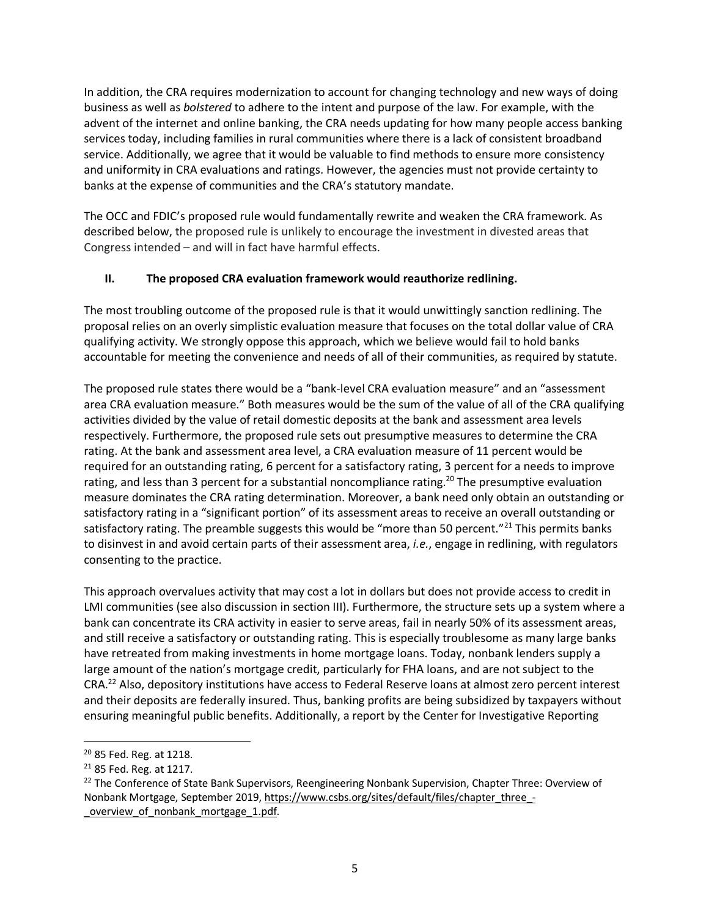In addition, the CRA requires modernization to account for changing technology and new ways of doing business as well as *bolstered* to adhere to the intent and purpose of the law. For example, with the advent of the internet and online banking, the CRA needs updating for how many people access banking services today, including families in rural communities where there is a lack of consistent broadband service. Additionally, we agree that it would be valuable to find methods to ensure more consistency and uniformity in CRA evaluations and ratings. However, the agencies must not provide certainty to banks at the expense of communities and the CRA's statutory mandate.

The OCC and FDIC's proposed rule would fundamentally rewrite and weaken the CRA framework. As described below, the proposed rule is unlikely to encourage the investment in divested areas that Congress intended – and will in fact have harmful effects.

## II. The proposed CRA evaluation framework would reauthorize redlining.

The most troubling outcome of the proposed rule is that it would unwittingly sanction redlining. The proposal relies on an overly simplistic evaluation measure that focuses on the total dollar value of CRA qualifying activity. We strongly oppose this approach, which we believe would fail to hold banks accountable for meeting the convenience and needs of all of their communities, as required by statute.

The proposed rule states there would be a "bank-level CRA evaluation measure" and an "assessment area CRA evaluation measure." Both measures would be the sum of the value of all of the CRA qualifying activities divided by the value of retail domestic deposits at the bank and assessment area levels respectively. Furthermore, the proposed rule sets out presumptive measures to determine the CRA rating. At the bank and assessment area level, a CRA evaluation measure of 11 percent would be required for an outstanding rating, 6 percent for a satisfactory rating, 3 percent for a needs to improve rating, and less than 3 percent for a substantial noncompliance rating.[20] The presumptive evaluation measure dominates the CRA rating determination. Moreover, a bank need only obtain an outstanding or satisfactory rating in a "significant portion" of its assessment areas to receive an overall outstanding or satisfactory rating. The preamble suggests this would be "more than 50 percent."[21] This permits banks to disinvest in and avoid certain parts of their assessment area, *i.e.*, engage in redlining, with regulators consenting to the practice.

This approach overvalues activity that may cost a lot in dollars but does not provide access to credit in LMI communities (see also discussion in section III). Furthermore, the structure sets up a system where a bank can concentrate its CRA activity in easier to serve areas, fail in nearly 50% of its assessment areas, and still receive a satisfactory or outstanding rating. This is especially troublesome as many large banks have retreated from making investments in home mortgage loans. Today, nonbank lenders supply a large amount of the nation's mortgage credit, particularly for FHA loans, and are not subject to the CRA.[22] Also, depository institutions have access to Federal Reserve loans at almost zero percent interest and their deposits are federally insured. Thus, banking profits are being subsidized by taxpayers without ensuring meaningful public benefits. Additionally, a report by the Center for Investigative Reporting

---

[20] 85 Fed. Reg. at 1218.

[21] 85 Fed. Reg. at 1217.

[22] The Conference of State Bank Supervisors, Reengineering Nonbank Supervision, Chapter Three: Overview of Nonbank Mortgage, September 2019, https://www.csbs.org/sites/default/files/chapter_three_-_overview_of_nonbank_mortgage_1.pdf.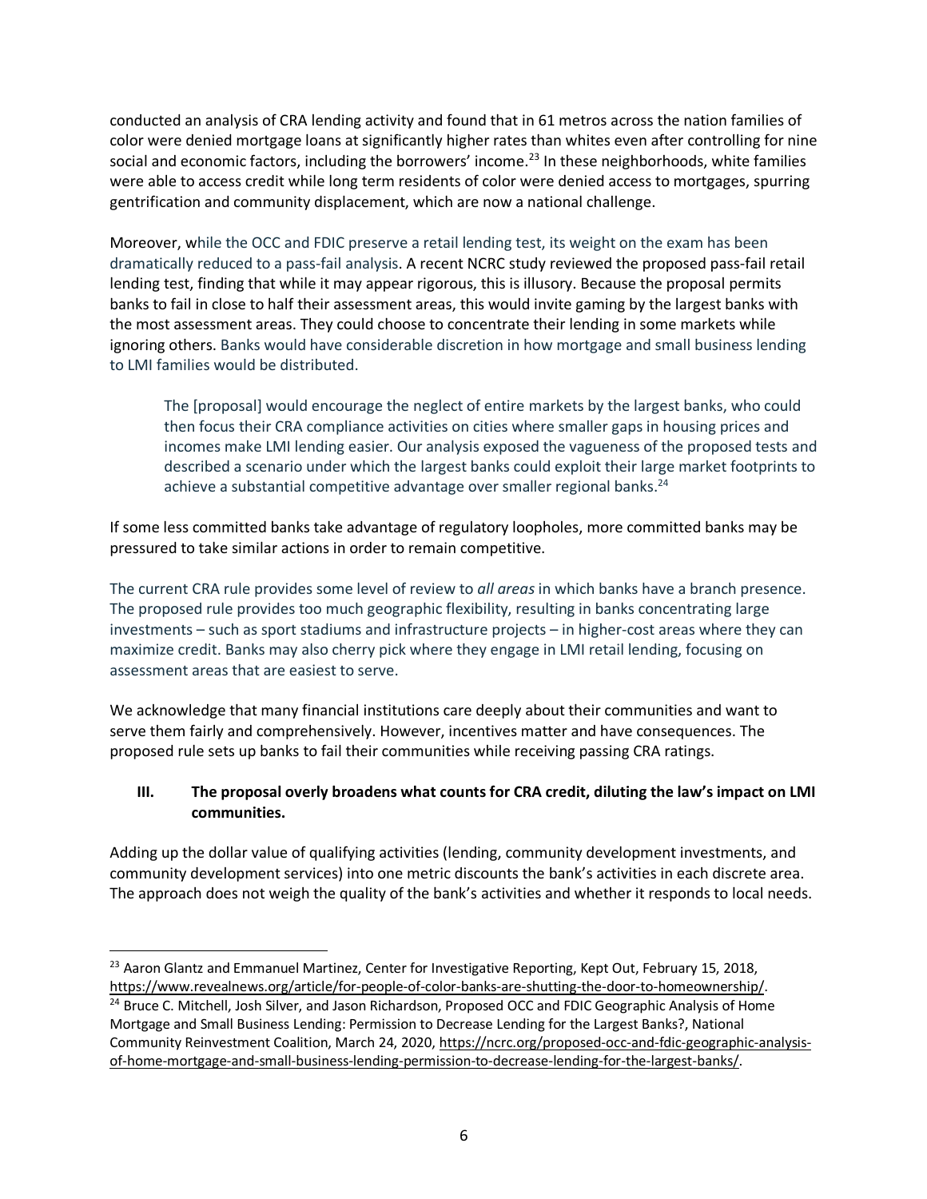conducted an analysis of CRA lending activity and found that in 61 metros across the nation families of color were denied mortgage loans at significantly higher rates than whites even after controlling for nine social and economic factors, including the borrowers' income.[23] In these neighborhoods, white families were able to access credit while long term residents of color were denied access to mortgages, spurring gentrification and community displacement, which are now a national challenge.

Moreover, while the OCC and FDIC preserve a retail lending test, its weight on the exam has been dramatically reduced to a pass-fail analysis. A recent NCRC study reviewed the proposed pass-fail retail lending test, finding that while it may appear rigorous, this is illusory. Because the proposal permits banks to fail in close to half their assessment areas, this would invite gaming by the largest banks with the most assessment areas. They could choose to concentrate their lending in some markets while ignoring others. Banks would have considerable discretion in how mortgage and small business lending to LMI families would be distributed.

> The [proposal] would encourage the neglect of entire markets by the largest banks, who could then focus their CRA compliance activities on cities where smaller gaps in housing prices and incomes make LMI lending easier. Our analysis exposed the vagueness of the proposed tests and described a scenario under which the largest banks could exploit their large market footprints to achieve a substantial competitive advantage over smaller regional banks.[24]

If some less committed banks take advantage of regulatory loopholes, more committed banks may be pressured to take similar actions in order to remain competitive.

The current CRA rule provides some level of review to *all areas* in which banks have a branch presence. The proposed rule provides too much geographic flexibility, resulting in banks concentrating large investments – such as sport stadiums and infrastructure projects – in higher-cost areas where they can maximize credit. Banks may also cherry pick where they engage in LMI retail lending, focusing on assessment areas that are easiest to serve.

We acknowledge that many financial institutions care deeply about their communities and want to serve them fairly and comprehensively. However, incentives matter and have consequences. The proposed rule sets up banks to fail their communities while receiving passing CRA ratings.

### III. The proposal overly broadens what counts for CRA credit, diluting the law's impact on LMI communities.

Adding up the dollar value of qualifying activities (lending, community development investments, and community development services) into one metric discounts the bank's activities in each discrete area. The approach does not weigh the quality of the bank's activities and whether it responds to local needs.

---

[23] Aaron Glantz and Emmanuel Martinez, Center for Investigative Reporting, Kept Out, February 15, 2018, https://www.revealnews.org/article/for-people-of-color-banks-are-shutting-the-door-to-homeownership/.

[24] Bruce C. Mitchell, Josh Silver, and Jason Richardson, Proposed OCC and FDIC Geographic Analysis of Home Mortgage and Small Business Lending: Permission to Decrease Lending for the Largest Banks?, National Community Reinvestment Coalition, March 24, 2020, https://ncrc.org/proposed-occ-and-fdic-geographic-analysis-of-home-mortgage-and-small-business-lending-permission-to-decrease-lending-for-the-largest-banks/.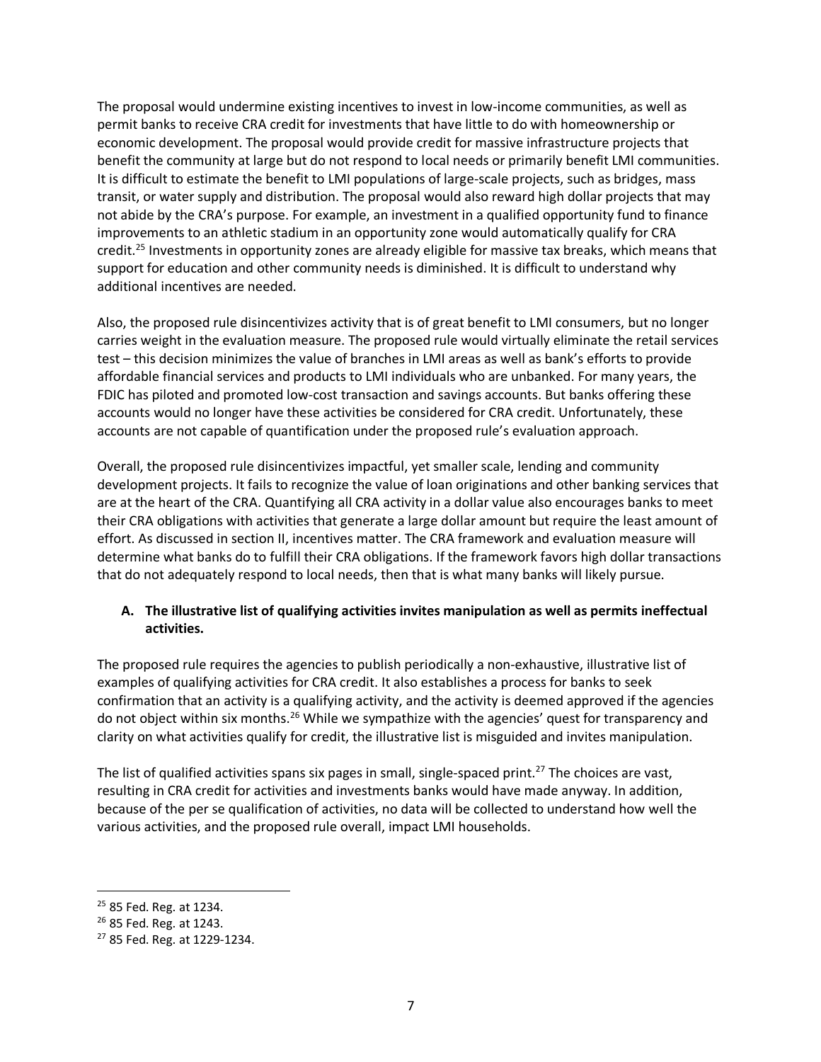The proposal would undermine existing incentives to invest in low-income communities, as well as permit banks to receive CRA credit for investments that have little to do with homeownership or economic development. The proposal would provide credit for massive infrastructure projects that benefit the community at large but do not respond to local needs or primarily benefit LMI communities. It is difficult to estimate the benefit to LMI populations of large-scale projects, such as bridges, mass transit, or water supply and distribution. The proposal would also reward high dollar projects that may not abide by the CRA's purpose. For example, an investment in a qualified opportunity fund to finance improvements to an athletic stadium in an opportunity zone would automatically qualify for CRA credit.[25] Investments in opportunity zones are already eligible for massive tax breaks, which means that support for education and other community needs is diminished. It is difficult to understand why additional incentives are needed.

Also, the proposed rule disincentivizes activity that is of great benefit to LMI consumers, but no longer carries weight in the evaluation measure. The proposed rule would virtually eliminate the retail services test – this decision minimizes the value of branches in LMI areas as well as bank's efforts to provide affordable financial services and products to LMI individuals who are unbanked. For many years, the FDIC has piloted and promoted low-cost transaction and savings accounts. But banks offering these accounts would no longer have these activities be considered for CRA credit. Unfortunately, these accounts are not capable of quantification under the proposed rule's evaluation approach.

Overall, the proposed rule disincentivizes impactful, yet smaller scale, lending and community development projects. It fails to recognize the value of loan originations and other banking services that are at the heart of the CRA. Quantifying all CRA activity in a dollar value also encourages banks to meet their CRA obligations with activities that generate a large dollar amount but require the least amount of effort. As discussed in section II, incentives matter. The CRA framework and evaluation measure will determine what banks do to fulfill their CRA obligations. If the framework favors high dollar transactions that do not adequately respond to local needs, then that is what many banks will likely pursue.

### A. The illustrative list of qualifying activities invites manipulation as well as permits ineffectual activities.

The proposed rule requires the agencies to publish periodically a non-exhaustive, illustrative list of examples of qualifying activities for CRA credit. It also establishes a process for banks to seek confirmation that an activity is a qualifying activity, and the activity is deemed approved if the agencies do not object within six months.[26] While we sympathize with the agencies' quest for transparency and clarity on what activities qualify for credit, the illustrative list is misguided and invites manipulation.

The list of qualified activities spans six pages in small, single-spaced print.[27] The choices are vast, resulting in CRA credit for activities and investments banks would have made anyway. In addition, because of the per se qualification of activities, no data will be collected to understand how well the various activities, and the proposed rule overall, impact LMI households.

---

[25] 85 Fed. Reg. at 1234.

[26] 85 Fed. Reg. at 1243.

[27] 85 Fed. Reg. at 1229-1234.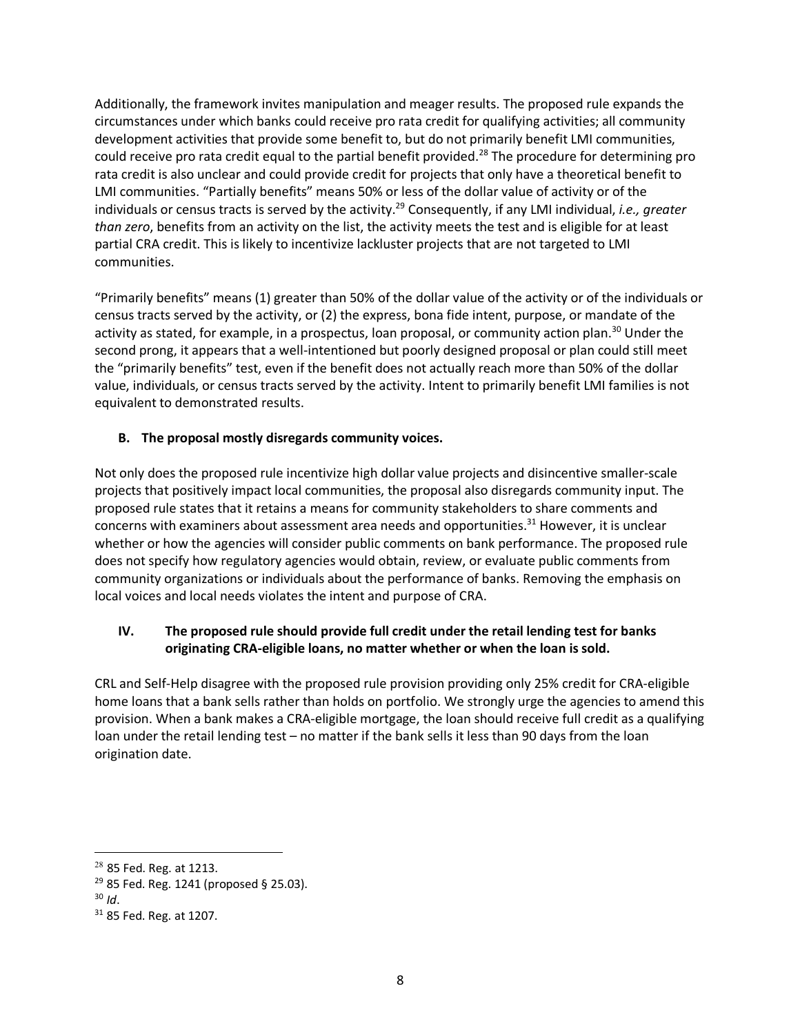Additionally, the framework invites manipulation and meager results. The proposed rule expands the circumstances under which banks could receive pro rata credit for qualifying activities; all community development activities that provide some benefit to, but do not primarily benefit LMI communities, could receive pro rata credit equal to the partial benefit provided.[28] The procedure for determining pro rata credit is also unclear and could provide credit for projects that only have a theoretical benefit to LMI communities. "Partially benefits" means 50% or less of the dollar value of activity or of the individuals or census tracts is served by the activity.[29] Consequently, if any LMI individual, *i.e., greater than zero*, benefits from an activity on the list, the activity meets the test and is eligible for at least partial CRA credit. This is likely to incentivize lackluster projects that are not targeted to LMI communities.

"Primarily benefits" means (1) greater than 50% of the dollar value of the activity or of the individuals or census tracts served by the activity, or (2) the express, bona fide intent, purpose, or mandate of the activity as stated, for example, in a prospectus, loan proposal, or community action plan.[30] Under the second prong, it appears that a well-intentioned but poorly designed proposal or plan could still meet the "primarily benefits" test, even if the benefit does not actually reach more than 50% of the dollar value, individuals, or census tracts served by the activity. Intent to primarily benefit LMI families is not equivalent to demonstrated results.

### B. The proposal mostly disregards community voices.

Not only does the proposed rule incentivize high dollar value projects and disincentive smaller-scale projects that positively impact local communities, the proposal also disregards community input. The proposed rule states that it retains a means for community stakeholders to share comments and concerns with examiners about assessment area needs and opportunities.[31] However, it is unclear whether or how the agencies will consider public comments on bank performance. The proposed rule does not specify how regulatory agencies would obtain, review, or evaluate public comments from community organizations or individuals about the performance of banks. Removing the emphasis on local voices and local needs violates the intent and purpose of CRA.

## IV. The proposed rule should provide full credit under the retail lending test for banks originating CRA-eligible loans, no matter whether or when the loan is sold.

CRL and Self-Help disagree with the proposed rule provision providing only 25% credit for CRA-eligible home loans that a bank sells rather than holds on portfolio. We strongly urge the agencies to amend this provision. When a bank makes a CRA-eligible mortgage, the loan should receive full credit as a qualifying loan under the retail lending test – no matter if the bank sells it less than 90 days from the loan origination date.

---

[28] 85 Fed. Reg. at 1213.

[29] 85 Fed. Reg. 1241 (proposed § 25.03).

[30] *Id*.

[31] 85 Fed. Reg. at 1207.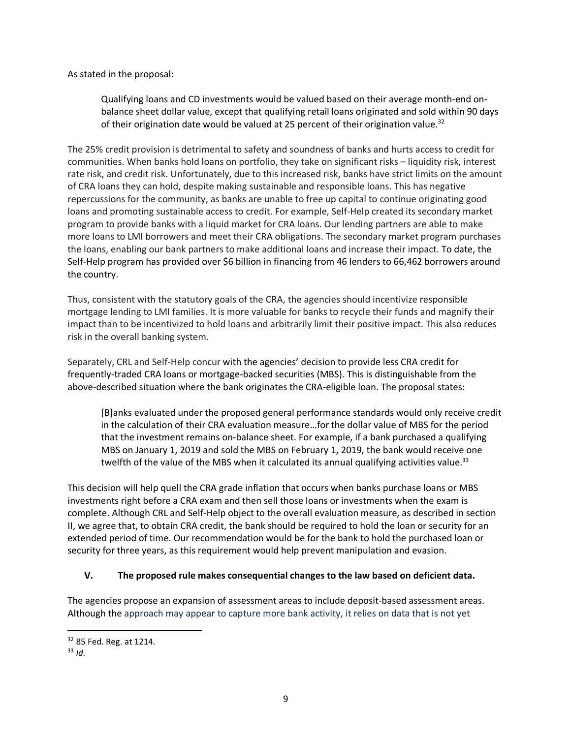As stated in the proposal:

> Qualifying loans and CD investments would be valued based on their average month-end on-balance sheet dollar value, except that qualifying retail loans originated and sold within 90 days of their origination date would be valued at 25 percent of their origination value.[32]

The 25% credit provision is detrimental to safety and soundness of banks and hurts access to credit for communities. When banks hold loans on portfolio, they take on significant risks – liquidity risk, interest rate risk, and credit risk. Unfortunately, due to this increased risk, banks have strict limits on the amount of CRA loans they can hold, despite making sustainable and responsible loans. This has negative repercussions for the community, as banks are unable to free up capital to continue originating good loans and promoting sustainable access to credit. For example, Self-Help created its secondary market program to provide banks with a liquid market for CRA loans. Our lending partners are able to make more loans to LMI borrowers and meet their CRA obligations. The secondary market program purchases the loans, enabling our bank partners to make additional loans and increase their impact. To date, the Self-Help program has provided over $6 billion in financing from 46 lenders to 66,462 borrowers around the country.

Thus, consistent with the statutory goals of the CRA, the agencies should incentivize responsible mortgage lending to LMI families. It is more valuable for banks to recycle their funds and magnify their impact than to be incentivized to hold loans and arbitrarily limit their positive impact. This also reduces risk in the overall banking system.

Separately, CRL and Self-Help concur with the agencies' decision to provide less CRA credit for frequently-traded CRA loans or mortgage-backed securities (MBS). This is distinguishable from the above-described situation where the bank originates the CRA-eligible loan. The proposal states:

> [B]anks evaluated under the proposed general performance standards would only receive credit in the calculation of their CRA evaluation measure…for the dollar value of MBS for the period that the investment remains on-balance sheet. For example, if a bank purchased a qualifying MBS on January 1, 2019 and sold the MBS on February 1, 2019, the bank would receive one twelfth of the value of the MBS when it calculated its annual qualifying activities value.[33]

This decision will help quell the CRA grade inflation that occurs when banks purchase loans or MBS investments right before a CRA exam and then sell those loans or investments when the exam is complete. Although CRL and Self-Help object to the overall evaluation measure, as described in section II, we agree that, to obtain CRA credit, the bank should be required to hold the loan or security for an extended period of time. Our recommendation would be for the bank to hold the purchased loan or security for three years, as this requirement would help prevent manipulation and evasion.

## V. The proposed rule makes consequential changes to the law based on deficient data.

The agencies propose an expansion of assessment areas to include deposit-based assessment areas. Although the approach may appear to capture more bank activity, it relies on data that is not yet

---

[32] 85 Fed. Reg. at 1214.

[33] *Id*.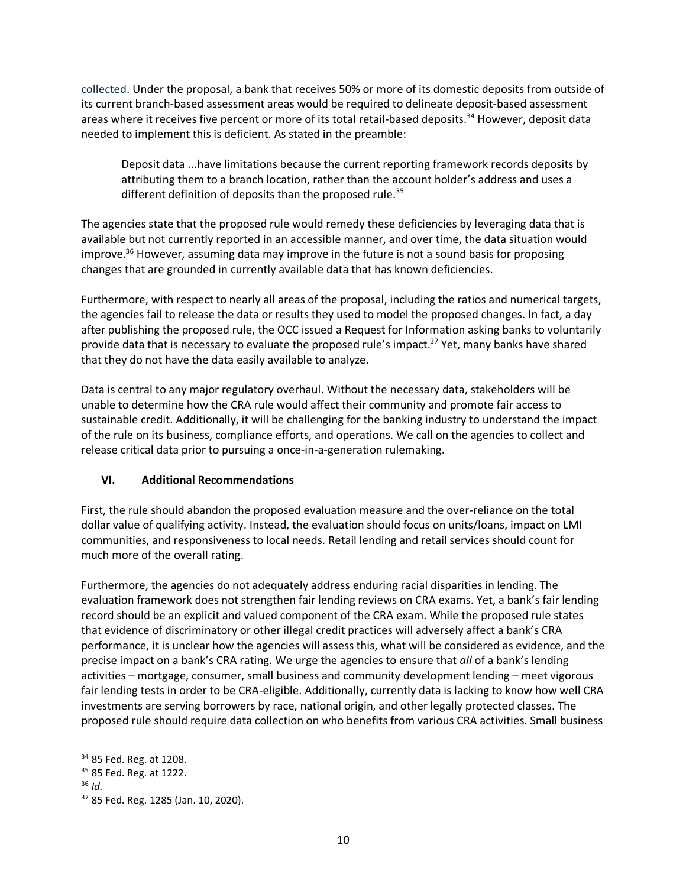collected. Under the proposal, a bank that receives 50% or more of its domestic deposits from outside of its current branch-based assessment areas would be required to delineate deposit-based assessment areas where it receives five percent or more of its total retail-based deposits.[34] However, deposit data needed to implement this is deficient. As stated in the preamble:

> Deposit data ...have limitations because the current reporting framework records deposits by attributing them to a branch location, rather than the account holder's address and uses a different definition of deposits than the proposed rule.[35]

The agencies state that the proposed rule would remedy these deficiencies by leveraging data that is available but not currently reported in an accessible manner, and over time, the data situation would improve.[36] However, assuming data may improve in the future is not a sound basis for proposing changes that are grounded in currently available data that has known deficiencies.

Furthermore, with respect to nearly all areas of the proposal, including the ratios and numerical targets, the agencies fail to release the data or results they used to model the proposed changes. In fact, a day after publishing the proposed rule, the OCC issued a Request for Information asking banks to voluntarily provide data that is necessary to evaluate the proposed rule's impact.[37] Yet, many banks have shared that they do not have the data easily available to analyze.

Data is central to any major regulatory overhaul. Without the necessary data, stakeholders will be unable to determine how the CRA rule would affect their community and promote fair access to sustainable credit. Additionally, it will be challenging for the banking industry to understand the impact of the rule on its business, compliance efforts, and operations. We call on the agencies to collect and release critical data prior to pursuing a once-in-a-generation rulemaking.

## VI. Additional Recommendations

First, the rule should abandon the proposed evaluation measure and the over-reliance on the total dollar value of qualifying activity. Instead, the evaluation should focus on units/loans, impact on LMI communities, and responsiveness to local needs. Retail lending and retail services should count for much more of the overall rating.

Furthermore, the agencies do not adequately address enduring racial disparities in lending. The evaluation framework does not strengthen fair lending reviews on CRA exams. Yet, a bank's fair lending record should be an explicit and valued component of the CRA exam. While the proposed rule states that evidence of discriminatory or other illegal credit practices will adversely affect a bank's CRA performance, it is unclear how the agencies will assess this, what will be considered as evidence, and the precise impact on a bank's CRA rating. We urge the agencies to ensure that *all* of a bank's lending activities – mortgage, consumer, small business and community development lending – meet vigorous fair lending tests in order to be CRA-eligible. Additionally, currently data is lacking to know how well CRA investments are serving borrowers by race, national origin, and other legally protected classes. The proposed rule should require data collection on who benefits from various CRA activities. Small business

---

[34] 85 Fed. Reg. at 1208.

[35] 85 Fed. Reg. at 1222.

[36] *Id.*

[37] 85 Fed. Reg. 1285 (Jan. 10, 2020).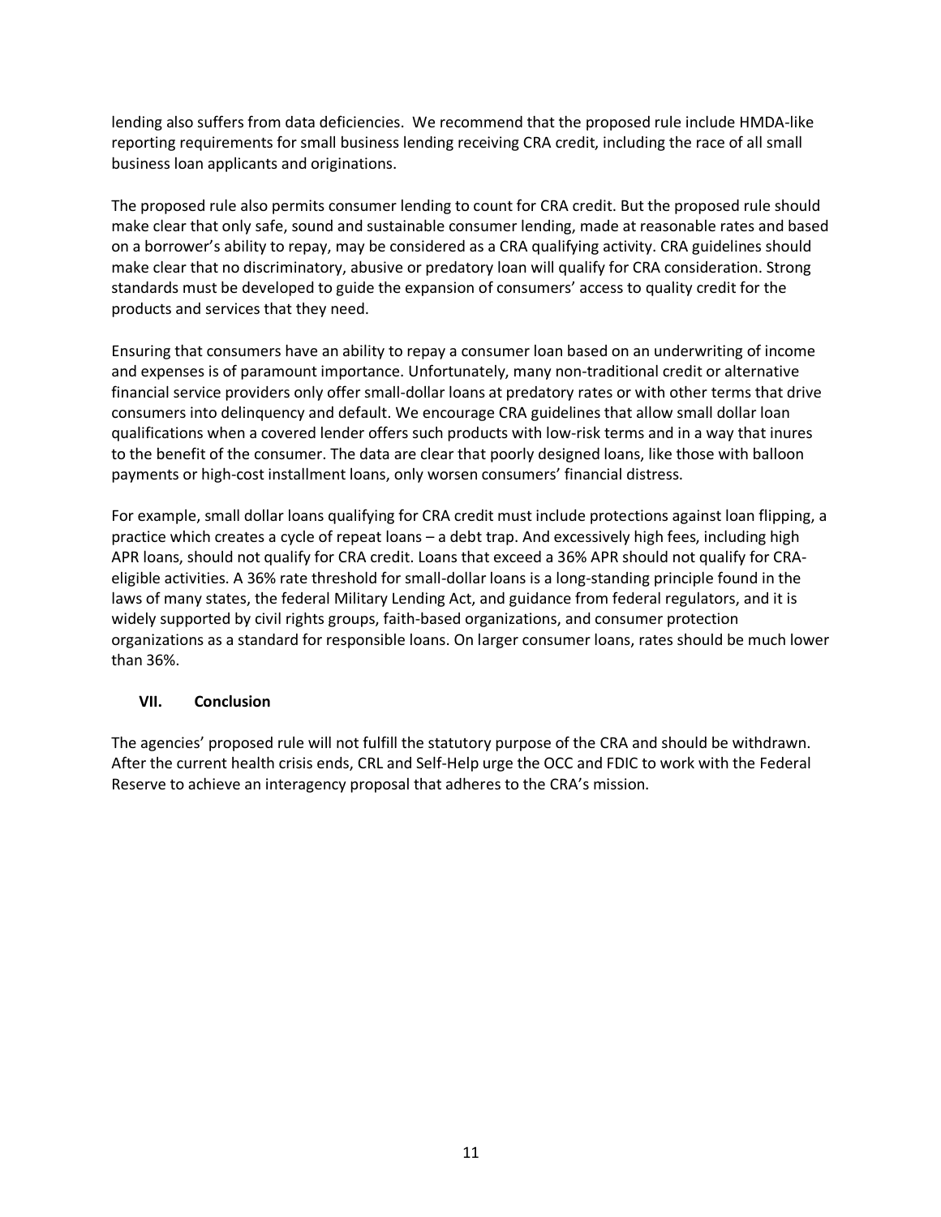lending also suffers from data deficiencies. We recommend that the proposed rule include HMDA-like reporting requirements for small business lending receiving CRA credit, including the race of all small business loan applicants and originations.

The proposed rule also permits consumer lending to count for CRA credit. But the proposed rule should make clear that only safe, sound and sustainable consumer lending, made at reasonable rates and based on a borrower's ability to repay, may be considered as a CRA qualifying activity. CRA guidelines should make clear that no discriminatory, abusive or predatory loan will qualify for CRA consideration. Strong standards must be developed to guide the expansion of consumers' access to quality credit for the products and services that they need.

Ensuring that consumers have an ability to repay a consumer loan based on an underwriting of income and expenses is of paramount importance. Unfortunately, many non-traditional credit or alternative financial service providers only offer small-dollar loans at predatory rates or with other terms that drive consumers into delinquency and default. We encourage CRA guidelines that allow small dollar loan qualifications when a covered lender offers such products with low-risk terms and in a way that inures to the benefit of the consumer. The data are clear that poorly designed loans, like those with balloon payments or high-cost installment loans, only worsen consumers' financial distress.

For example, small dollar loans qualifying for CRA credit must include protections against loan flipping, a practice which creates a cycle of repeat loans – a debt trap. And excessively high fees, including high APR loans, should not qualify for CRA credit. Loans that exceed a 36% APR should not qualify for CRA-eligible activities. A 36% rate threshold for small-dollar loans is a long-standing principle found in the laws of many states, the federal Military Lending Act, and guidance from federal regulators, and it is widely supported by civil rights groups, faith-based organizations, and consumer protection organizations as a standard for responsible loans. On larger consumer loans, rates should be much lower than 36%.

## VII. Conclusion

The agencies' proposed rule will not fulfill the statutory purpose of the CRA and should be withdrawn. After the current health crisis ends, CRL and Self-Help urge the OCC and FDIC to work with the Federal Reserve to achieve an interagency proposal that adheres to the CRA's mission.